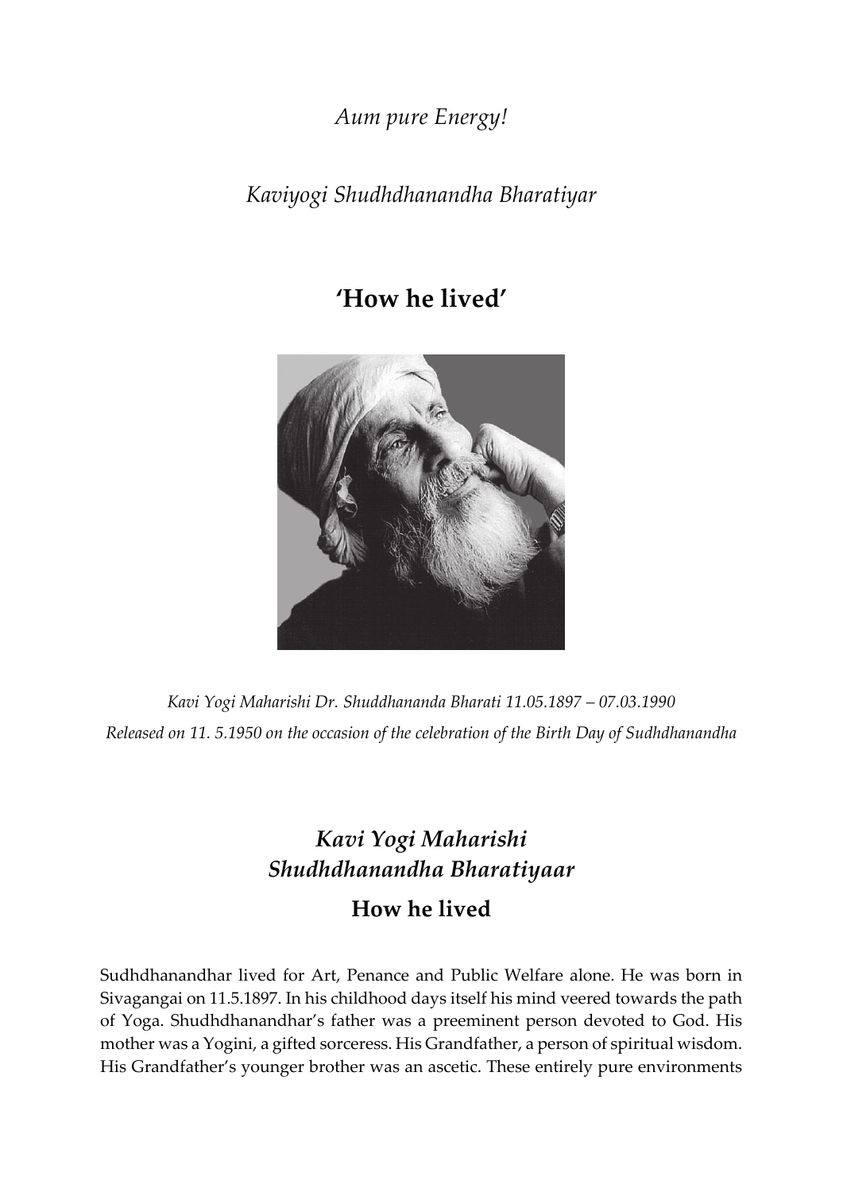*Aum pure Energy!*

*Kaviyogi Shudhdhanandha Bharatiyar*

# 'How he lived'

*Kavi Yogi Maharishi Dr. Shuddhananda Bharati 11.05.1897 – 07.03.1990*

*Released on 11. 5.1950 on the occasion of the celebration of the Birth Day of Sudhdhanandha*

## *Kavi Yogi Maharishi Shudhdhanandha Bharatiyaar*

## How he lived

Sudhdhanandhar lived for Art, Penance and Public Welfare alone. He was born in Sivagangai on 11.5.1897. In his childhood days itself his mind veered towards the path of Yoga. Shudhdhanandhar's father was a preeminent person devoted to God. His mother was a Yogini, a gifted sorceress. His Grandfather, a person of spiritual wisdom. His Grandfather's younger brother was an ascetic. These entirely pure environments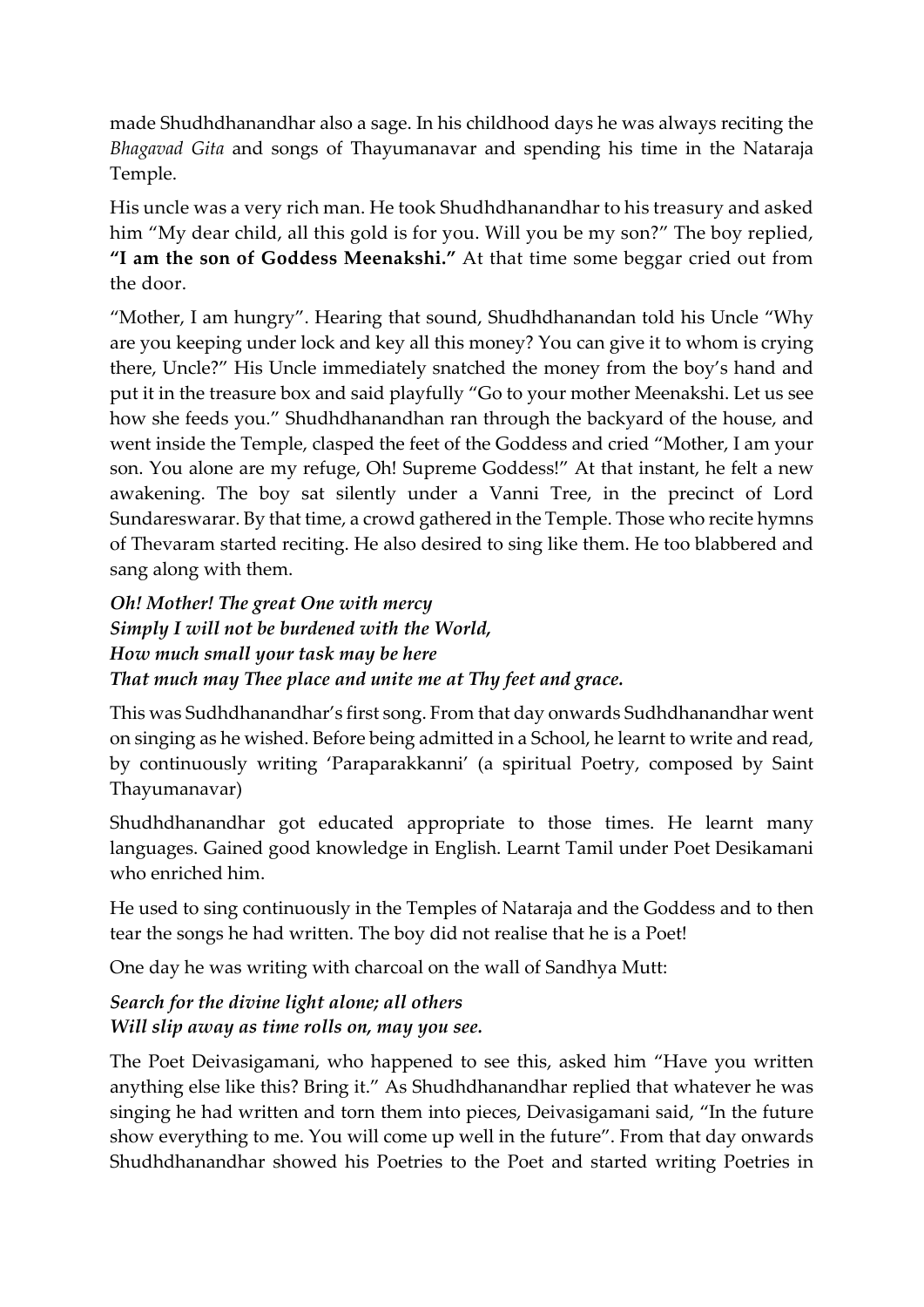made Shudhdhanandhar also a sage. In his childhood days he was always reciting the *Bhagavad Gita* and songs of Thayumanavar and spending his time in the Nataraja Temple.

His uncle was a very rich man. He took Shudhdhanandhar to his treasury and asked him "My dear child, all this gold is for you. Will you be my son?" The boy replied, **"I am the son of Goddess Meenakshi."** At that time some beggar cried out from the door.

"Mother, I am hungry". Hearing that sound, Shudhdhanandan told his Uncle "Why are you keeping under lock and key all this money? You can give it to whom is crying there, Uncle?" His Uncle immediately snatched the money from the boy's hand and put it in the treasure box and said playfully "Go to your mother Meenakshi. Let us see how she feeds you." Shudhdhanandhan ran through the backyard of the house, and went inside the Temple, clasped the feet of the Goddess and cried "Mother, I am your son. You alone are my refuge, Oh! Supreme Goddess!" At that instant, he felt a new awakening. The boy sat silently under a Vanni Tree, in the precinct of Lord Sundareswarar. By that time, a crowd gathered in the Temple. Those who recite hymns of Thevaram started reciting. He also desired to sing like them. He too blabbered and sang along with them.

***Oh! Mother! The great One with mercy***
***Simply I will not be burdened with the World,***
***How much small your task may be here***
***That much may Thee place and unite me at Thy feet and grace.***

This was Sudhdhanandhar's first song. From that day onwards Sudhdhanandhar went on singing as he wished. Before being admitted in a School, he learnt to write and read, by continuously writing 'Paraparakkanni' (a spiritual Poetry, composed by Saint Thayumanavar)

Shudhdhanandhar got educated appropriate to those times. He learnt many languages. Gained good knowledge in English. Learnt Tamil under Poet Desikamani who enriched him.

He used to sing continuously in the Temples of Nataraja and the Goddess and to then tear the songs he had written. The boy did not realise that he is a Poet!

One day he was writing with charcoal on the wall of Sandhya Mutt:

***Search for the divine light alone; all others***
***Will slip away as time rolls on, may you see.***

The Poet Deivasigamani, who happened to see this, asked him "Have you written anything else like this? Bring it." As Shudhdhanandhar replied that whatever he was singing he had written and torn them into pieces, Deivasigamani said, "In the future show everything to me. You will come up well in the future". From that day onwards Shudhdhanandhar showed his Poetries to the Poet and started writing Poetries in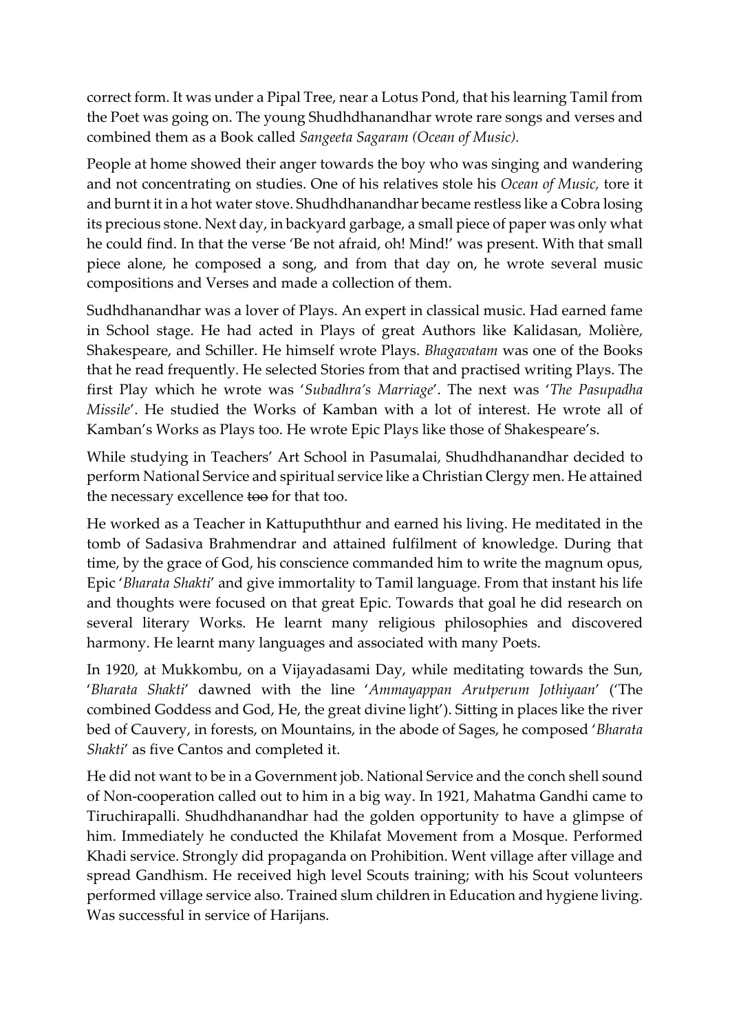correct form. It was under a Pipal Tree, near a Lotus Pond, that his learning Tamil from the Poet was going on. The young Shudhdhanandhar wrote rare songs and verses and combined them as a Book called *Sangeeta Sagaram (Ocean of Music).*

People at home showed their anger towards the boy who was singing and wandering and not concentrating on studies. One of his relatives stole his *Ocean of Music,* tore it and burnt it in a hot water stove. Shudhdhanandhar became restless like a Cobra losing its precious stone. Next day, in backyard garbage, a small piece of paper was only what he could find. In that the verse 'Be not afraid, oh! Mind!' was present. With that small piece alone, he composed a song, and from that day on, he wrote several music compositions and Verses and made a collection of them.

Sudhdhanandhar was a lover of Plays. An expert in classical music. Had earned fame in School stage. He had acted in Plays of great Authors like Kalidasan, Molière, Shakespeare, and Schiller. He himself wrote Plays. *Bhagavatam* was one of the Books that he read frequently. He selected Stories from that and practised writing Plays. The first Play which he wrote was '*Subadhra's Marriage*'. The next was '*The Pasupadha Missile*'. He studied the Works of Kamban with a lot of interest. He wrote all of Kamban's Works as Plays too. He wrote Epic Plays like those of Shakespeare's.

While studying in Teachers' Art School in Pasumalai, Shudhdhanandhar decided to perform National Service and spiritual service like a Christian Clergy men. He attained the necessary excellence ~~too~~ for that too.

He worked as a Teacher in Kattupuththur and earned his living. He meditated in the tomb of Sadasiva Brahmendrar and attained fulfilment of knowledge. During that time, by the grace of God, his conscience commanded him to write the magnum opus, Epic '*Bharata Shakti*' and give immortality to Tamil language. From that instant his life and thoughts were focused on that great Epic. Towards that goal he did research on several literary Works. He learnt many religious philosophies and discovered harmony. He learnt many languages and associated with many Poets.

In 1920, at Mukkombu, on a Vijayadasami Day, while meditating towards the Sun, '*Bharata Shakti*' dawned with the line '*Ammayappan Arutperum Jothiyaan*' ('The combined Goddess and God, He, the great divine light'). Sitting in places like the river bed of Cauvery, in forests, on Mountains, in the abode of Sages, he composed '*Bharata Shakti*' as five Cantos and completed it.

He did not want to be in a Government job. National Service and the conch shell sound of Non-cooperation called out to him in a big way. In 1921, Mahatma Gandhi came to Tiruchirapalli. Shudhdhanandhar had the golden opportunity to have a glimpse of him. Immediately he conducted the Khilafat Movement from a Mosque. Performed Khadi service. Strongly did propaganda on Prohibition. Went village after village and spread Gandhism. He received high level Scouts training; with his Scout volunteers performed village service also. Trained slum children in Education and hygiene living. Was successful in service of Harijans.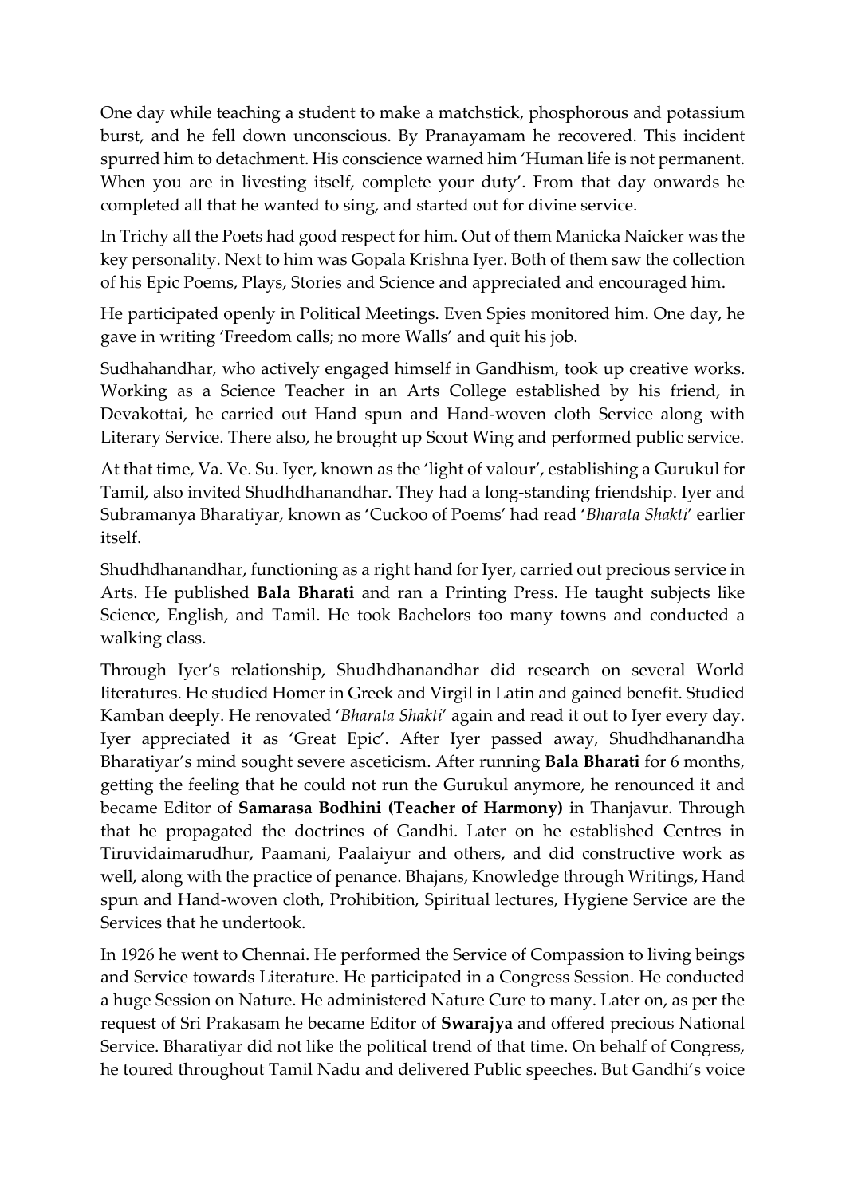One day while teaching a student to make a matchstick, phosphorous and potassium burst, and he fell down unconscious. By Pranayamam he recovered. This incident spurred him to detachment. His conscience warned him 'Human life is not permanent. When you are in livesting itself, complete your duty'. From that day onwards he completed all that he wanted to sing, and started out for divine service.

In Trichy all the Poets had good respect for him. Out of them Manicka Naicker was the key personality. Next to him was Gopala Krishna Iyer. Both of them saw the collection of his Epic Poems, Plays, Stories and Science and appreciated and encouraged him.

He participated openly in Political Meetings. Even Spies monitored him. One day, he gave in writing 'Freedom calls; no more Walls' and quit his job.

Sudhahandhar, who actively engaged himself in Gandhism, took up creative works. Working as a Science Teacher in an Arts College established by his friend, in Devakottai, he carried out Hand spun and Hand-woven cloth Service along with Literary Service. There also, he brought up Scout Wing and performed public service.

At that time, Va. Ve. Su. Iyer, known as the 'light of valour', establishing a Gurukul for Tamil, also invited Shudhdhanandhar. They had a long-standing friendship. Iyer and Subramanya Bharatiyar, known as 'Cuckoo of Poems' had read '*Bharata Shakti*' earlier itself.

Shudhdhanandhar, functioning as a right hand for Iyer, carried out precious service in Arts. He published **Bala Bharati** and ran a Printing Press. He taught subjects like Science, English, and Tamil. He took Bachelors too many towns and conducted a walking class.

Through Iyer's relationship, Shudhdhanandhar did research on several World literatures. He studied Homer in Greek and Virgil in Latin and gained benefit. Studied Kamban deeply. He renovated '*Bharata Shakti*' again and read it out to Iyer every day. Iyer appreciated it as 'Great Epic'. After Iyer passed away, Shudhdhanandha Bharatiyar's mind sought severe asceticism. After running **Bala Bharati** for 6 months, getting the feeling that he could not run the Gurukul anymore, he renounced it and became Editor of **Samarasa Bodhini (Teacher of Harmony)** in Thanjavur. Through that he propagated the doctrines of Gandhi. Later on he established Centres in Tiruvidaimarudhur, Paamani, Paalaiyur and others, and did constructive work as well, along with the practice of penance. Bhajans, Knowledge through Writings, Hand spun and Hand-woven cloth, Prohibition, Spiritual lectures, Hygiene Service are the Services that he undertook.

In 1926 he went to Chennai. He performed the Service of Compassion to living beings and Service towards Literature. He participated in a Congress Session. He conducted a huge Session on Nature. He administered Nature Cure to many. Later on, as per the request of Sri Prakasam he became Editor of **Swarajya** and offered precious National Service. Bharatiyar did not like the political trend of that time. On behalf of Congress, he toured throughout Tamil Nadu and delivered Public speeches. But Gandhi's voice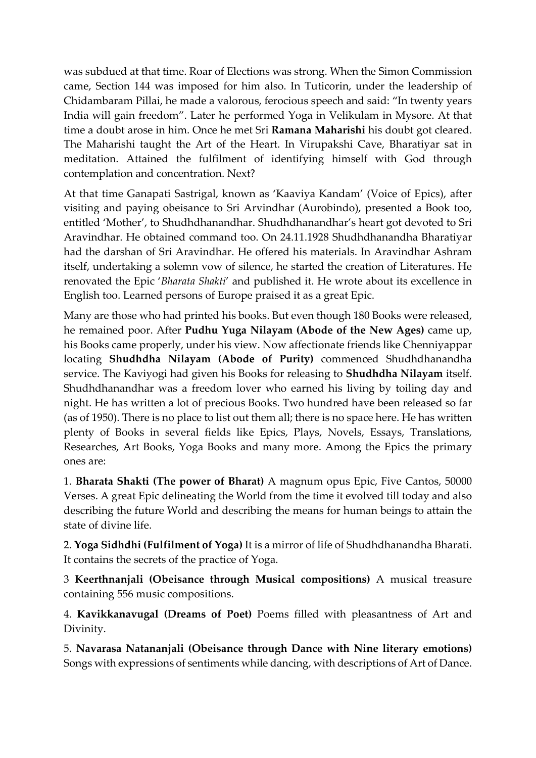was subdued at that time. Roar of Elections was strong. When the Simon Commission came, Section 144 was imposed for him also. In Tuticorin, under the leadership of Chidambaram Pillai, he made a valorous, ferocious speech and said: "In twenty years India will gain freedom". Later he performed Yoga in Velikulam in Mysore. At that time a doubt arose in him. Once he met Sri **Ramana Maharishi** his doubt got cleared. The Maharishi taught the Art of the Heart. In Virupakshi Cave, Bharatiyar sat in meditation. Attained the fulfilment of identifying himself with God through contemplation and concentration. Next?

At that time Ganapati Sastrigal, known as 'Kaaviya Kandam' (Voice of Epics), after visiting and paying obeisance to Sri Arvindhar (Aurobindo), presented a Book too, entitled 'Mother', to Shudhdhanandhar. Shudhdhanandhar's heart got devoted to Sri Aravindhar. He obtained command too. On 24.11.1928 Shudhdhanandha Bharatiyar had the darshan of Sri Aravindhar. He offered his materials. In Aravindhar Ashram itself, undertaking a solemn vow of silence, he started the creation of Literatures. He renovated the Epic '*Bharata Shakti*' and published it. He wrote about its excellence in English too. Learned persons of Europe praised it as a great Epic.

Many are those who had printed his books. But even though 180 Books were released, he remained poor. After **Pudhu Yuga Nilayam (Abode of the New Ages)** came up, his Books came properly, under his view. Now affectionate friends like Chenniyappar locating **Shudhdha Nilayam (Abode of Purity)** commenced Shudhdhanandha service. The Kaviyogi had given his Books for releasing to **Shudhdha Nilayam** itself. Shudhdhanandhar was a freedom lover who earned his living by toiling day and night. He has written a lot of precious Books. Two hundred have been released so far (as of 1950). There is no place to list out them all; there is no space here. He has written plenty of Books in several fields like Epics, Plays, Novels, Essays, Translations, Researches, Art Books, Yoga Books and many more. Among the Epics the primary ones are:

1. **Bharata Shakti (The power of Bharat)** A magnum opus Epic, Five Cantos, 50000 Verses. A great Epic delineating the World from the time it evolved till today and also describing the future World and describing the means for human beings to attain the state of divine life.

2. **Yoga Sidhdhi (Fulfilment of Yoga)** It is a mirror of life of Shudhdhanandha Bharati. It contains the secrets of the practice of Yoga.

3 **Keerthnanjali (Obeisance through Musical compositions)** A musical treasure containing 556 music compositions.

4. **Kavikkanavugal (Dreams of Poet)** Poems filled with pleasantness of Art and Divinity.

5. **Navarasa Natananjali (Obeisance through Dance with Nine literary emotions)** Songs with expressions of sentiments while dancing, with descriptions of Art of Dance.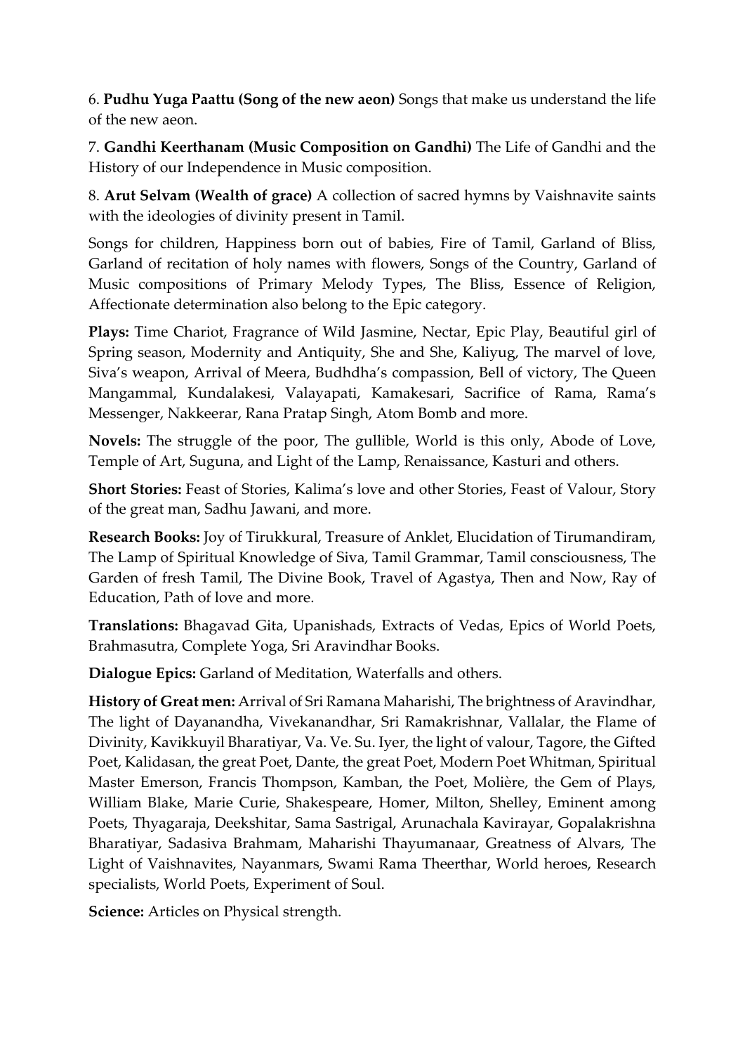6. **Pudhu Yuga Paattu (Song of the new aeon)** Songs that make us understand the life of the new aeon.

7. **Gandhi Keerthanam (Music Composition on Gandhi)** The Life of Gandhi and the History of our Independence in Music composition.

8. **Arut Selvam (Wealth of grace)** A collection of sacred hymns by Vaishnavite saints with the ideologies of divinity present in Tamil.

Songs for children, Happiness born out of babies, Fire of Tamil, Garland of Bliss, Garland of recitation of holy names with flowers, Songs of the Country, Garland of Music compositions of Primary Melody Types, The Bliss, Essence of Religion, Affectionate determination also belong to the Epic category.

**Plays:** Time Chariot, Fragrance of Wild Jasmine, Nectar, Epic Play, Beautiful girl of Spring season, Modernity and Antiquity, She and She, Kaliyug, The marvel of love, Siva's weapon, Arrival of Meera, Budhdha's compassion, Bell of victory, The Queen Mangammal, Kundalakesi, Valayapati, Kamakesari, Sacrifice of Rama, Rama's Messenger, Nakkeerar, Rana Pratap Singh, Atom Bomb and more.

**Novels:** The struggle of the poor, The gullible, World is this only, Abode of Love, Temple of Art, Suguna, and Light of the Lamp, Renaissance, Kasturi and others.

**Short Stories:** Feast of Stories, Kalima's love and other Stories, Feast of Valour, Story of the great man, Sadhu Jawani, and more.

**Research Books:** Joy of Tirukkural, Treasure of Anklet, Elucidation of Tirumandiram, The Lamp of Spiritual Knowledge of Siva, Tamil Grammar, Tamil consciousness, The Garden of fresh Tamil, The Divine Book, Travel of Agastya, Then and Now, Ray of Education, Path of love and more.

**Translations:** Bhagavad Gita, Upanishads, Extracts of Vedas, Epics of World Poets, Brahmasutra, Complete Yoga, Sri Aravindhar Books.

**Dialogue Epics:** Garland of Meditation, Waterfalls and others.

**History of Great men:** Arrival of Sri Ramana Maharishi, The brightness of Aravindhar, The light of Dayanandha, Vivekanandhar, Sri Ramakrishnar, Vallalar, the Flame of Divinity, Kavikkuyil Bharatiyar, Va. Ve. Su. Iyer, the light of valour, Tagore, the Gifted Poet, Kalidasan, the great Poet, Dante, the great Poet, Modern Poet Whitman, Spiritual Master Emerson, Francis Thompson, Kamban, the Poet, Molière, the Gem of Plays, William Blake, Marie Curie, Shakespeare, Homer, Milton, Shelley, Eminent among Poets, Thyagaraja, Deekshitar, Sama Sastrigal, Arunachala Kavirayar, Gopalakrishna Bharatiyar, Sadasiva Brahmam, Maharishi Thayumanaar, Greatness of Alvars, The Light of Vaishnavites, Nayanmars, Swami Rama Theerthar, World heroes, Research specialists, World Poets, Experiment of Soul.

**Science:** Articles on Physical strength.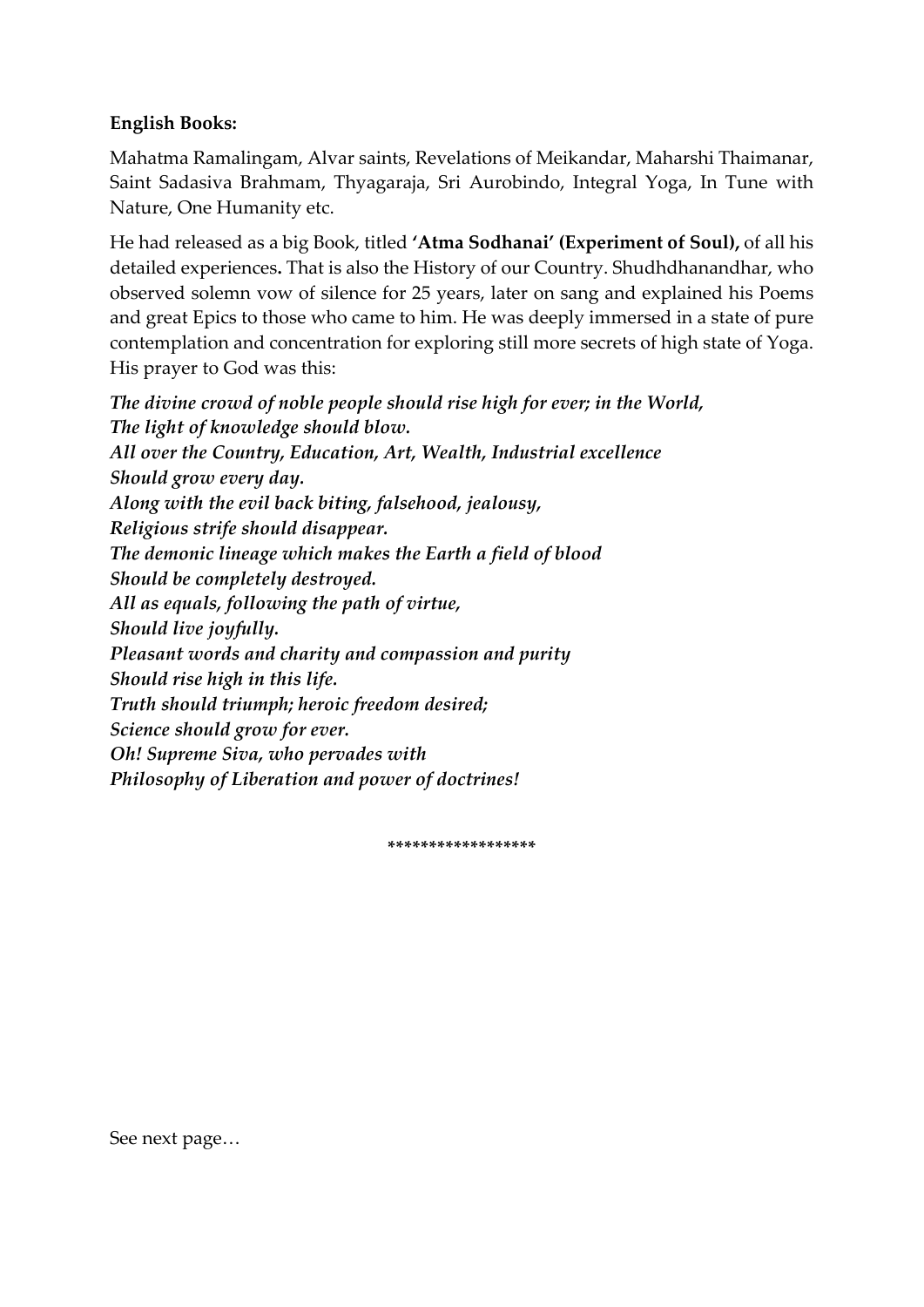**English Books:**

Mahatma Ramalingam, Alvar saints, Revelations of Meikandar, Maharshi Thaimanar, Saint Sadasiva Brahmam, Thyagaraja, Sri Aurobindo, Integral Yoga, In Tune with Nature, One Humanity etc.

He had released as a big Book, titled **'Atma Sodhanai' (Experiment of Soul),** of all his detailed experiences**.** That is also the History of our Country. Shudhdhanandhar, who observed solemn vow of silence for 25 years, later on sang and explained his Poems and great Epics to those who came to him. He was deeply immersed in a state of pure contemplation and concentration for exploring still more secrets of high state of Yoga. His prayer to God was this:

***The divine crowd of noble people should rise high for ever; in the World,***
***The light of knowledge should blow.***
***All over the Country, Education, Art, Wealth, Industrial excellence***
***Should grow every day.***
***Along with the evil back biting, falsehood, jealousy,***
***Religious strife should disappear.***
***The demonic lineage which makes the Earth a field of blood***
***Should be completely destroyed.***
***All as equals, following the path of virtue,***
***Should live joyfully.***
***Pleasant words and charity and compassion and purity***
***Should rise high in this life.***
***Truth should triumph; heroic freedom desired;***
***Science should grow for ever.***
***Oh! Supreme Siva, who pervades with***
***Philosophy of Liberation and power of doctrines!***

*****************

See next page…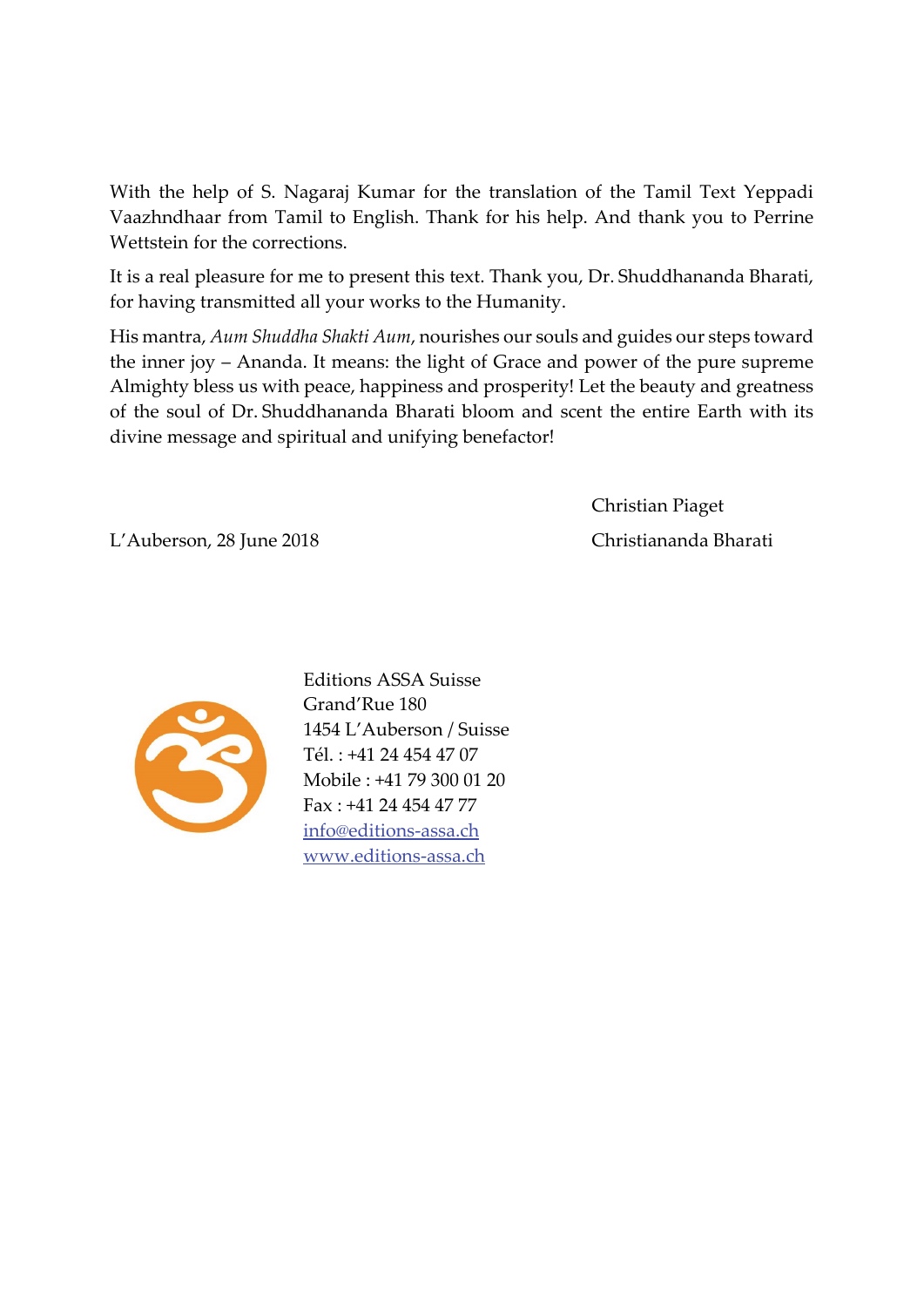With the help of S. Nagaraj Kumar for the translation of the Tamil Text Yeppadi Vaazhndhaar from Tamil to English. Thank for his help. And thank you to Perrine Wettstein for the corrections.

It is a real pleasure for me to present this text. Thank you, Dr. Shuddhananda Bharati, for having transmitted all your works to the Humanity.

His mantra, *Aum Shuddha Shakti Aum*, nourishes our souls and guides our steps toward the inner joy – Ananda. It means: the light of Grace and power of the pure supreme Almighty bless us with peace, happiness and prosperity! Let the beauty and greatness of the soul of Dr. Shuddhananda Bharati bloom and scent the entire Earth with its divine message and spiritual and unifying benefactor!

Christian Piaget

L'Auberson, 28 June 2018

Christianandа Bharati

Editions ASSA Suisse
Grand'Rue 180
1454 L'Auberson / Suisse
Tél. : +41 24 454 47 07
Mobile : +41 79 300 01 20
Fax : +41 24 454 47 77
info@editions-assa.ch
www.editions-assa.ch